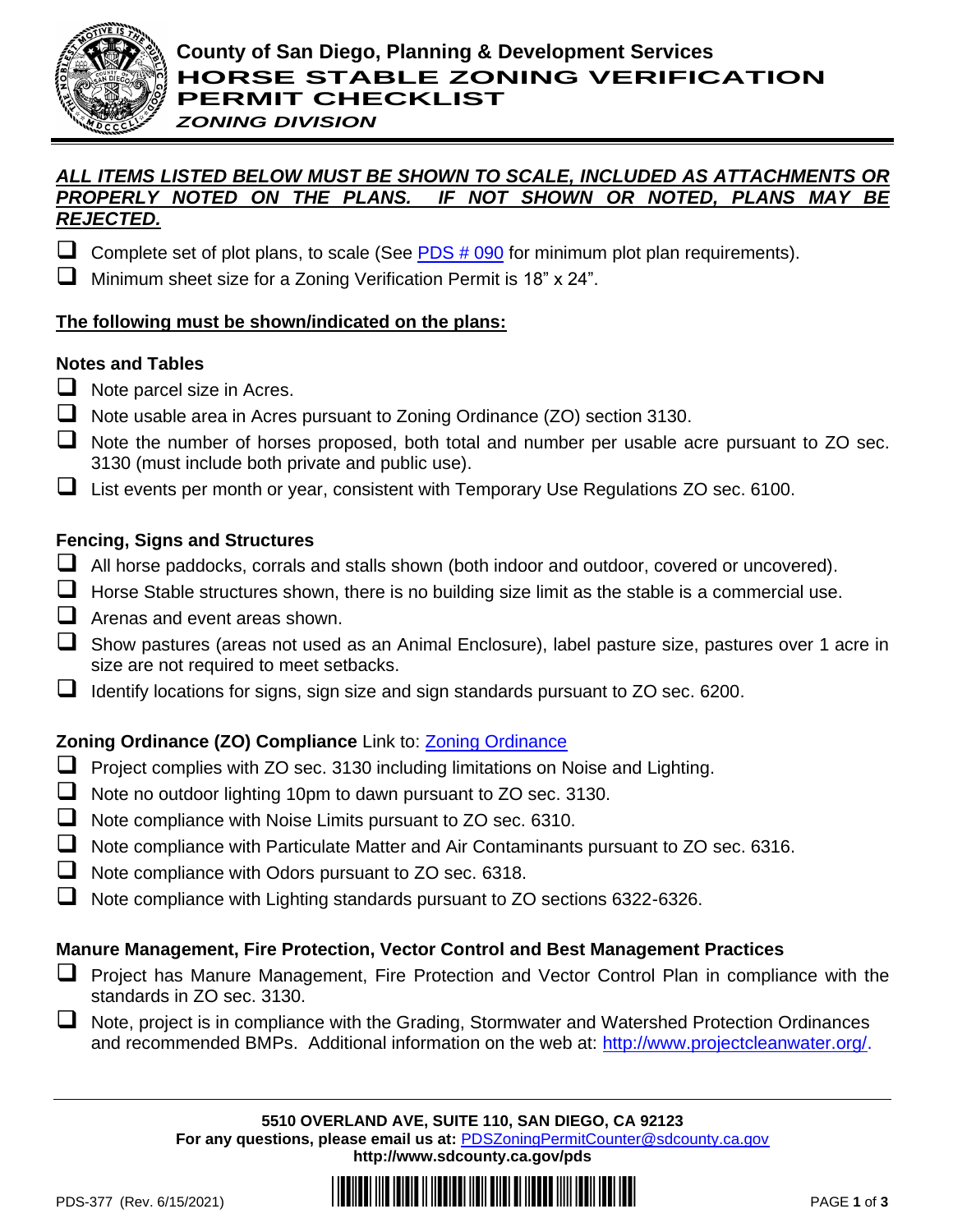# County of San Diego, Planning & Development Services

# HORSE STABLE ZONING VERIFICATION PERMIT CHECKLIST

***ZONING DIVISION***

***ALL ITEMS LISTED BELOW MUST BE SHOWN TO SCALE, INCLUDED AS ATTACHMENTS OR PROPERLY NOTED ON THE PLANS. IF NOT SHOWN OR NOTED, PLANS MAY BE REJECTED.***

- ☐ Complete set of plot plans, to scale (See PDS # 090 for minimum plot plan requirements).
- ☐ Minimum sheet size for a Zoning Verification Permit is 18" x 24".

**The following must be shown/indicated on the plans:**

### Notes and Tables

- ☐ Note parcel size in Acres.
- ☐ Note usable area in Acres pursuant to Zoning Ordinance (ZO) section 3130.
- ☐ Note the number of horses proposed, both total and number per usable acre pursuant to ZO sec. 3130 (must include both private and public use).
- ☐ List events per month or year, consistent with Temporary Use Regulations ZO sec. 6100.

### Fencing, Signs and Structures

- ☐ All horse paddocks, corrals and stalls shown (both indoor and outdoor, covered or uncovered).
- ☐ Horse Stable structures shown, there is no building size limit as the stable is a commercial use.
- ☐ Arenas and event areas shown.
- ☐ Show pastures (areas not used as an Animal Enclosure), label pasture size, pastures over 1 acre in size are not required to meet setbacks.
- ☐ Identify locations for signs, sign size and sign standards pursuant to ZO sec. 6200.

### Zoning Ordinance (ZO) Compliance Link to: Zoning Ordinance

- ☐ Project complies with ZO sec. 3130 including limitations on Noise and Lighting.
- ☐ Note no outdoor lighting 10pm to dawn pursuant to ZO sec. 3130.
- ☐ Note compliance with Noise Limits pursuant to ZO sec. 6310.
- ☐ Note compliance with Particulate Matter and Air Contaminants pursuant to ZO sec. 6316.
- ☐ Note compliance with Odors pursuant to ZO sec. 6318.
- ☐ Note compliance with Lighting standards pursuant to ZO sections 6322-6326.

### Manure Management, Fire Protection, Vector Control and Best Management Practices

- ☐ Project has Manure Management, Fire Protection and Vector Control Plan in compliance with the standards in ZO sec. 3130.
- ☐ Note, project is in compliance with the Grading, Stormwater and Watershed Protection Ordinances and recommended BMPs. Additional information on the web at: http://www.projectcleanwater.org/.

**5510 OVERLAND AVE, SUITE 110, SAN DIEGO, CA 92123**
**For any questions, please email us at:** PDSZoningPermitCounter@sdcounty.ca.gov
**http://www.sdcounty.ca.gov/pds**

PDS-377 (Rev. 6/15/2021)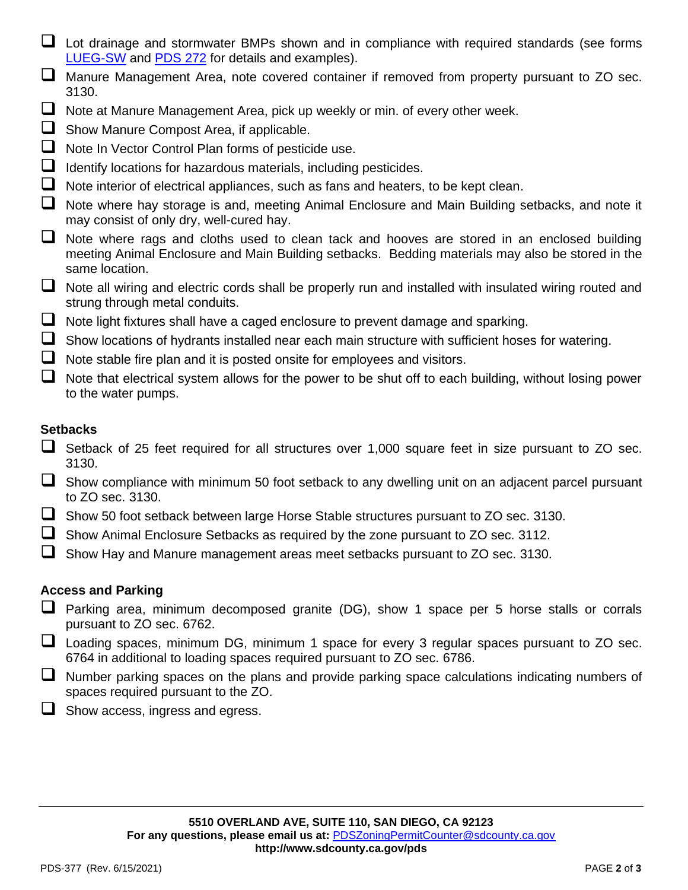- [ ] Lot drainage and stormwater BMPs shown and in compliance with required standards (see forms [LUEG-SW] and [PDS 272] for details and examples).
- [ ] Manure Management Area, note covered container if removed from property pursuant to ZO sec. 3130.
- [ ] Note at Manure Management Area, pick up weekly or min. of every other week.
- [ ] Show Manure Compost Area, if applicable.
- [ ] Note In Vector Control Plan forms of pesticide use.
- [ ] Identify locations for hazardous materials, including pesticides.
- [ ] Note interior of electrical appliances, such as fans and heaters, to be kept clean.
- [ ] Note where hay storage is and, meeting Animal Enclosure and Main Building setbacks, and note it may consist of only dry, well-cured hay.
- [ ] Note where rags and cloths used to clean tack and hooves are stored in an enclosed building meeting Animal Enclosure and Main Building setbacks. Bedding materials may also be stored in the same location.
- [ ] Note all wiring and electric cords shall be properly run and installed with insulated wiring routed and strung through metal conduits.
- [ ] Note light fixtures shall have a caged enclosure to prevent damage and sparking.
- [ ] Show locations of hydrants installed near each main structure with sufficient hoses for watering.
- [ ] Note stable fire plan and it is posted onsite for employees and visitors.
- [ ] Note that electrical system allows for the power to be shut off to each building, without losing power to the water pumps.

**Setbacks**

- [ ] Setback of 25 feet required for all structures over 1,000 square feet in size pursuant to ZO sec. 3130.
- [ ] Show compliance with minimum 50 foot setback to any dwelling unit on an adjacent parcel pursuant to ZO sec. 3130.
- [ ] Show 50 foot setback between large Horse Stable structures pursuant to ZO sec. 3130.
- [ ] Show Animal Enclosure Setbacks as required by the zone pursuant to ZO sec. 3112.
- [ ] Show Hay and Manure management areas meet setbacks pursuant to ZO sec. 3130.

**Access and Parking**

- [ ] Parking area, minimum decomposed granite (DG), show 1 space per 5 horse stalls or corrals pursuant to ZO sec. 6762.
- [ ] Loading spaces, minimum DG, minimum 1 space for every 3 regular spaces pursuant to ZO sec. 6764 in additional to loading spaces required pursuant to ZO sec. 6786.
- [ ] Number parking spaces on the plans and provide parking space calculations indicating numbers of spaces required pursuant to the ZO.
- [ ] Show access, ingress and egress.

**5510 OVERLAND AVE, SUITE 110, SAN DIEGO, CA 92123**
**For any questions, please email us at:** PDSZoningPermitCounter@sdcounty.ca.gov
**http://www.sdcounty.ca.gov/pds**

PDS-377 (Rev. 6/15/2021)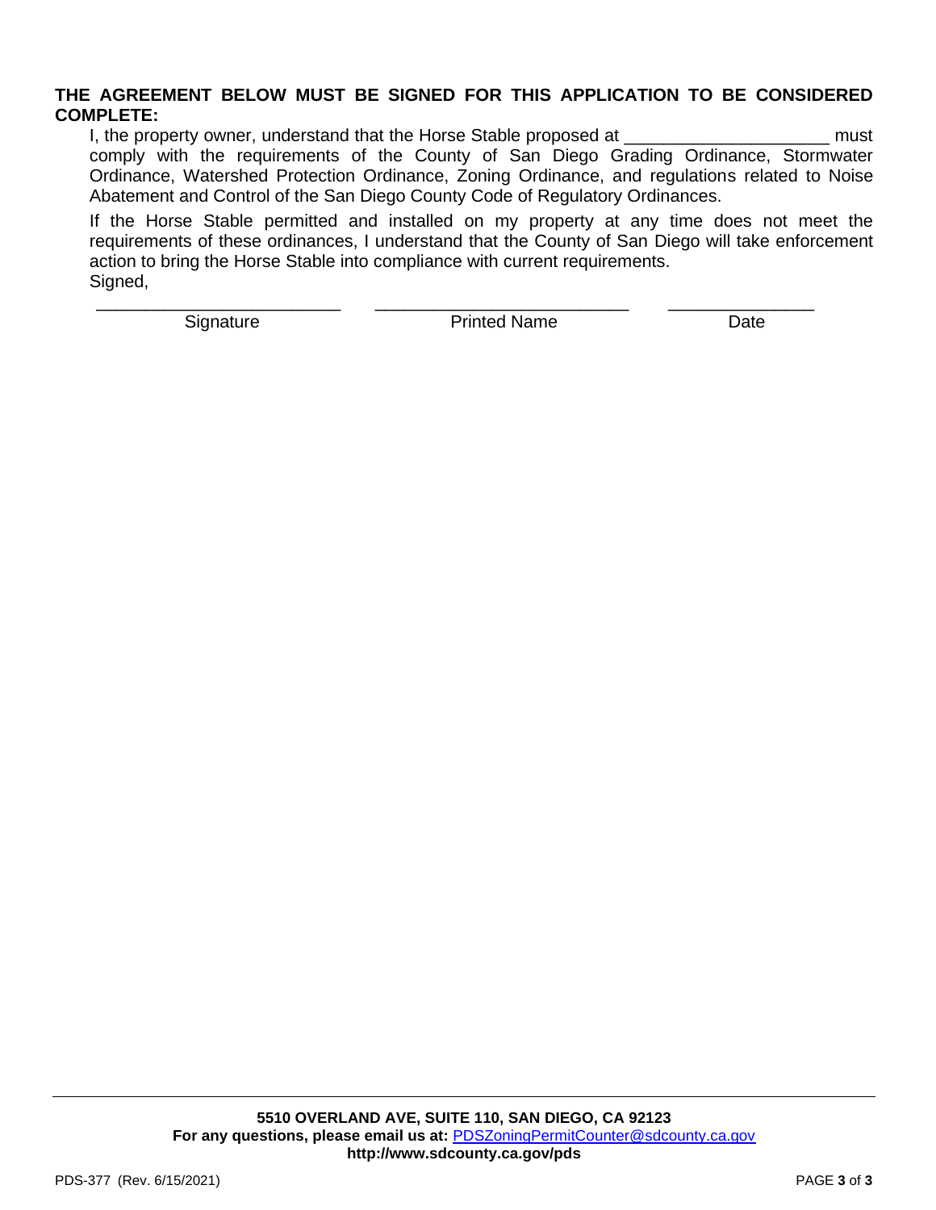**THE AGREEMENT BELOW MUST BE SIGNED FOR THIS APPLICATION TO BE CONSIDERED COMPLETE:**

I, the property owner, understand that the Horse Stable proposed at _____________________ must comply with the requirements of the County of San Diego Grading Ordinance, Stormwater Ordinance, Watershed Protection Ordinance, Zoning Ordinance, and regulations related to Noise Abatement and Control of the San Diego County Code of Regulatory Ordinances.

If the Horse Stable permitted and installed on my property at any time does not meet the requirements of these ordinances, I understand that the County of San Diego will take enforcement action to bring the Horse Stable into compliance with current requirements.

Signed,

| | | |
|---|---|---|
| _________________________ | __________________________ | _______________ |
| Signature | Printed Name | Date |

**5510 OVERLAND AVE, SUITE 110, SAN DIEGO, CA 92123**
**For any questions, please email us at:** PDSZoningPermitCounter@sdcounty.ca.gov
**http://www.sdcounty.ca.gov/pds**

PDS-377 (Rev. 6/15/2021)